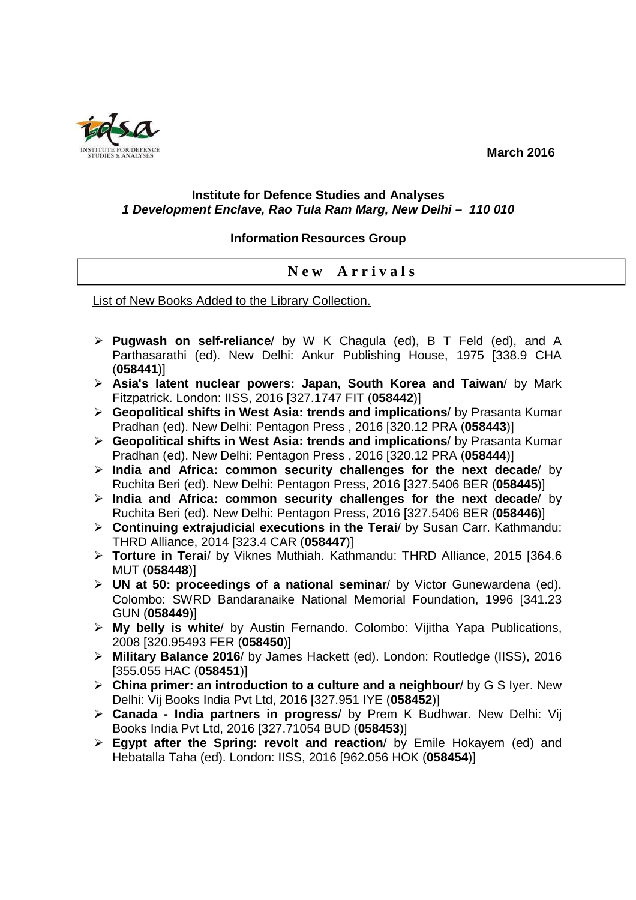March 2016

**Institute for Defence Studies and Analyses**
***1 Development Enclave, Rao Tula Ram Marg, New Delhi – 110 010***

**Information Resources Group**

## New Arrivals

List of New Books Added to the Library Collection.

- **Pugwash on self-reliance**/ by W K Chagula (ed), B T Feld (ed), and A Parthasarathi (ed). New Delhi: Ankur Publishing House, 1975 [338.9 CHA (**058441**)]
- **Asia's latent nuclear powers: Japan, South Korea and Taiwan**/ by Mark Fitzpatrick. London: IISS, 2016 [327.1747 FIT (**058442**)]
- **Geopolitical shifts in West Asia: trends and implications**/ by Prasanta Kumar Pradhan (ed). New Delhi: Pentagon Press , 2016 [320.12 PRA (**058443**)]
- **Geopolitical shifts in West Asia: trends and implications**/ by Prasanta Kumar Pradhan (ed). New Delhi: Pentagon Press , 2016 [320.12 PRA (**058444**)]
- **India and Africa: common security challenges for the next decade**/ by Ruchita Beri (ed). New Delhi: Pentagon Press, 2016 [327.5406 BER (**058445**)]
- **India and Africa: common security challenges for the next decade**/ by Ruchita Beri (ed). New Delhi: Pentagon Press, 2016 [327.5406 BER (**058446**)]
- **Continuing extrajudicial executions in the Terai**/ by Susan Carr. Kathmandu: THRD Alliance, 2014 [323.4 CAR (**058447**)]
- **Torture in Terai**/ by Viknes Muthiah. Kathmandu: THRD Alliance, 2015 [364.6 MUT (**058448**)]
- **UN at 50: proceedings of a national seminar**/ by Victor Gunewardena (ed). Colombo: SWRD Bandaranaike National Memorial Foundation, 1996 [341.23 GUN (**058449**)]
- **My belly is white**/ by Austin Fernando. Colombo: Vijitha Yapa Publications, 2008 [320.95493 FER (**058450**)]
- **Military Balance 2016**/ by James Hackett (ed). London: Routledge (IISS), 2016 [355.055 HAC (**058451**)]
- **China primer: an introduction to a culture and a neighbour**/ by G S Iyer. New Delhi: Vij Books India Pvt Ltd, 2016 [327.951 IYE (**058452**)]
- **Canada - India partners in progress**/ by Prem K Budhwar. New Delhi: Vij Books India Pvt Ltd, 2016 [327.71054 BUD (**058453**)]
- **Egypt after the Spring: revolt and reaction**/ by Emile Hokayem (ed) and Hebatalla Taha (ed). London: IISS, 2016 [962.056 HOK (**058454**)]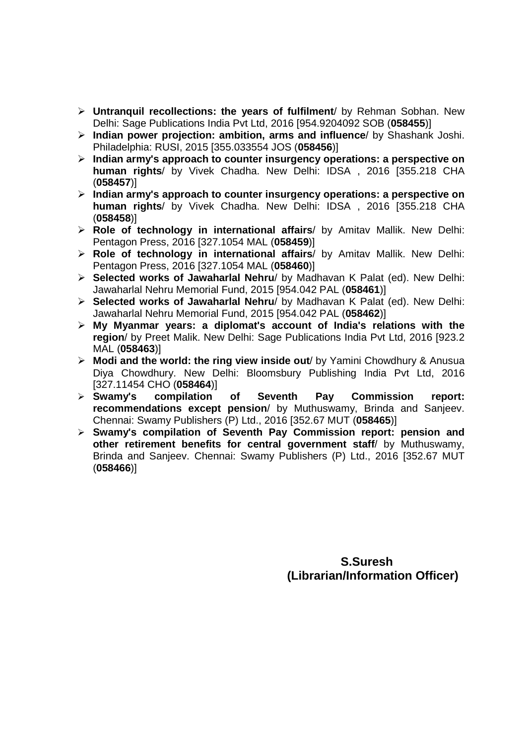- **Untranquil recollections: the years of fulfilment**/ by Rehman Sobhan. New Delhi: Sage Publications India Pvt Ltd, 2016 [954.9204092 SOB (**058455**)]
- **Indian power projection: ambition, arms and influence**/ by Shashank Joshi. Philadelphia: RUSI, 2015 [355.033554 JOS (**058456**)]
- **Indian army's approach to counter insurgency operations: a perspective on human rights**/ by Vivek Chadha. New Delhi: IDSA , 2016 [355.218 CHA (**058457**)]
- **Indian army's approach to counter insurgency operations: a perspective on human rights**/ by Vivek Chadha. New Delhi: IDSA , 2016 [355.218 CHA (**058458**)]
- **Role of technology in international affairs**/ by Amitav Mallik. New Delhi: Pentagon Press, 2016 [327.1054 MAL (**058459**)]
- **Role of technology in international affairs**/ by Amitav Mallik. New Delhi: Pentagon Press, 2016 [327.1054 MAL (**058460**)]
- **Selected works of Jawaharlal Nehru**/ by Madhavan K Palat (ed). New Delhi: Jawaharlal Nehru Memorial Fund, 2015 [954.042 PAL (**058461**)]
- **Selected works of Jawaharlal Nehru**/ by Madhavan K Palat (ed). New Delhi: Jawaharlal Nehru Memorial Fund, 2015 [954.042 PAL (**058462**)]
- **My Myanmar years: a diplomat's account of India's relations with the region**/ by Preet Malik. New Delhi: Sage Publications India Pvt Ltd, 2016 [923.2 MAL (**058463**)]
- **Modi and the world: the ring view inside out**/ by Yamini Chowdhury & Anusua Diya Chowdhury. New Delhi: Bloomsbury Publishing India Pvt Ltd, 2016 [327.11454 CHO (**058464**)]
- **Swamy's compilation of Seventh Pay Commission report: recommendations except pension**/ by Muthuswamy, Brinda and Sanjeev. Chennai: Swamy Publishers (P) Ltd., 2016 [352.67 MUT (**058465**)]
- **Swamy's compilation of Seventh Pay Commission report: pension and other retirement benefits for central government staff**/ by Muthuswamy, Brinda and Sanjeev. Chennai: Swamy Publishers (P) Ltd., 2016 [352.67 MUT (**058466**)]

**S.Suresh**
**(Librarian/Information Officer)**